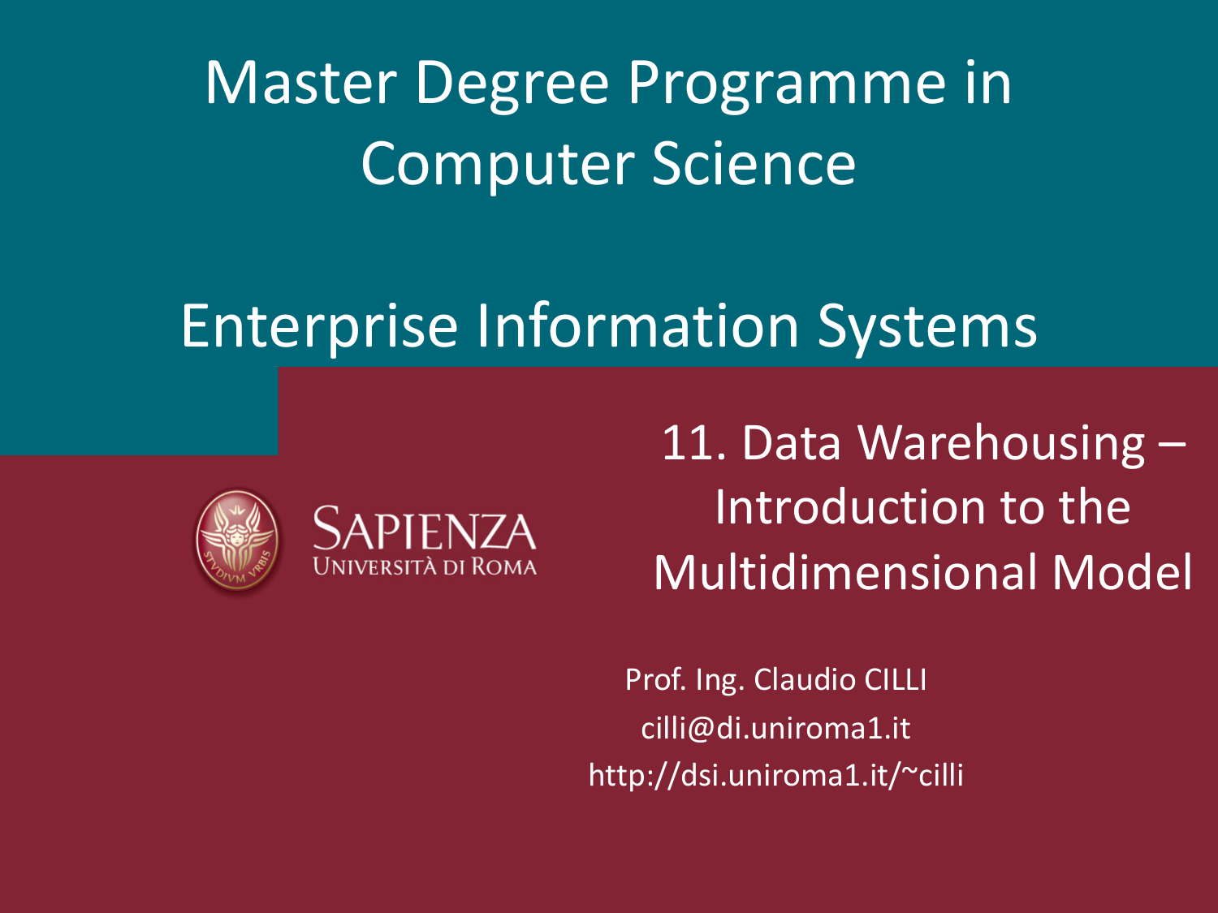# Master Degree Programme in Computer Science

# Enterprise Information Systems

SAPIENZA
UNIVERSITÀ DI ROMA

## 11. Data Warehousing – Introduction to the Multidimensional Model

Prof. Ing. Claudio CILLI
cilli@di.uniroma1.it
http://dsi.uniroma1.it/~cilli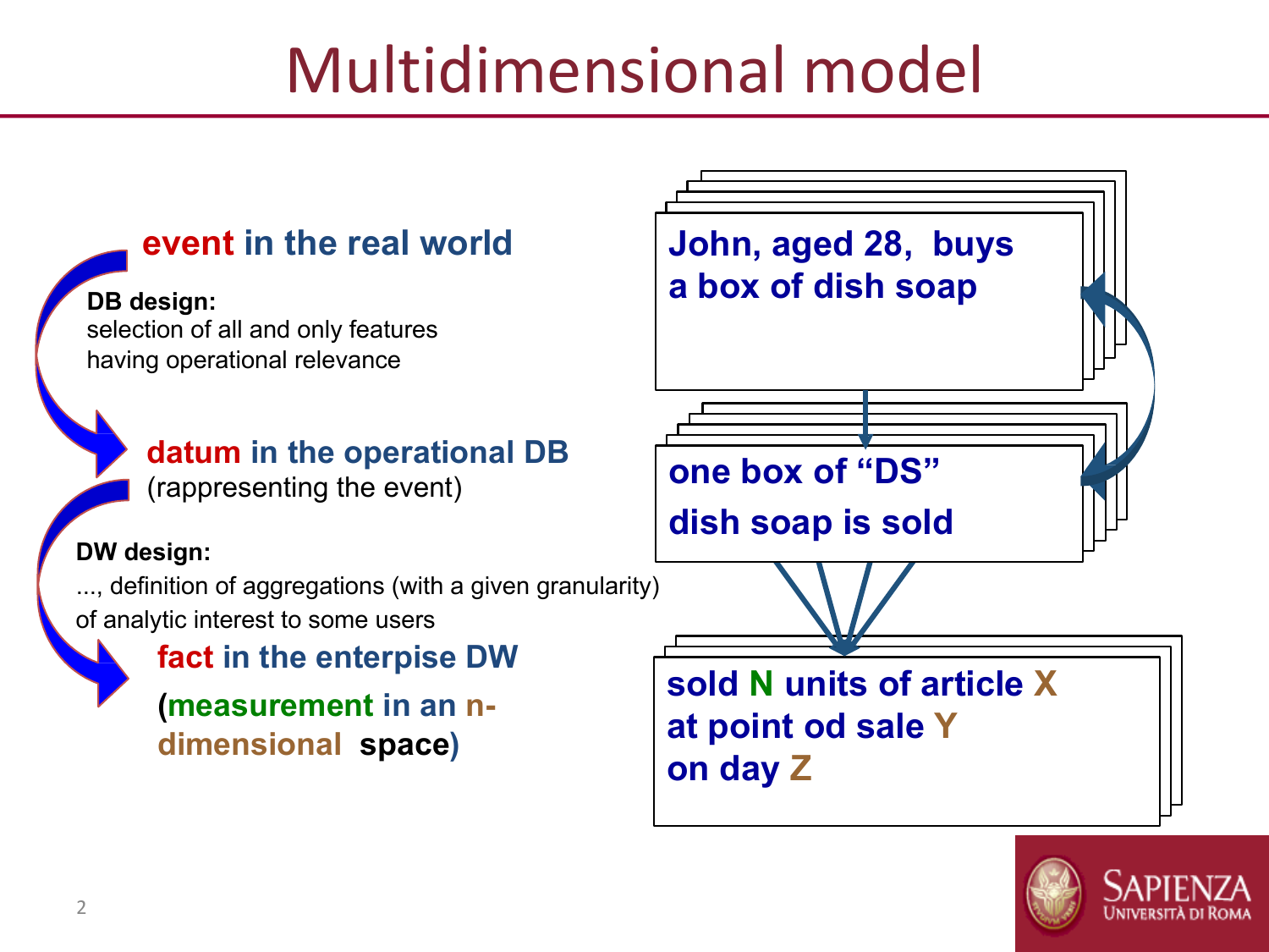# Multidimensional model

**event in the real world**

**DB design:**
selection of all and only features having operational relevance

**datum in the operational DB**
(rappresenting the event)

**DW design:**
..., definition of aggregations (with a given granularity) of analytic interest to some users

**fact in the enterpise DW**

**(measurement in an n-dimensional space)**

**John, aged 28, buys a box of dish soap**

**one box of "DS" dish soap is sold**

**sold N units of article X at point od sale Y on day Z**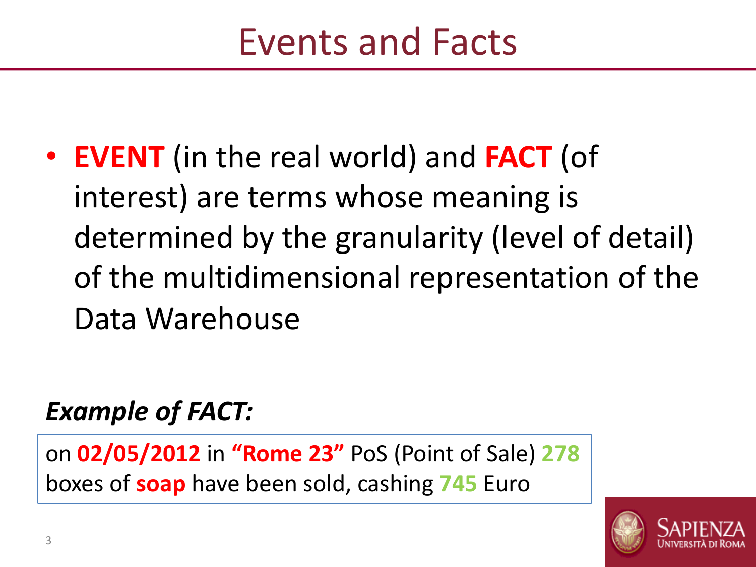# Events and Facts

- **EVENT** (in the real world) and **FACT** (of interest) are terms whose meaning is determined by the granularity (level of detail) of the multidimensional representation of the Data Warehouse

***Example of FACT:***

> on **02/05/2012** in **“Rome 23”** PoS (Point of Sale) **278** boxes of **soap** have been sold, cashing **745** Euro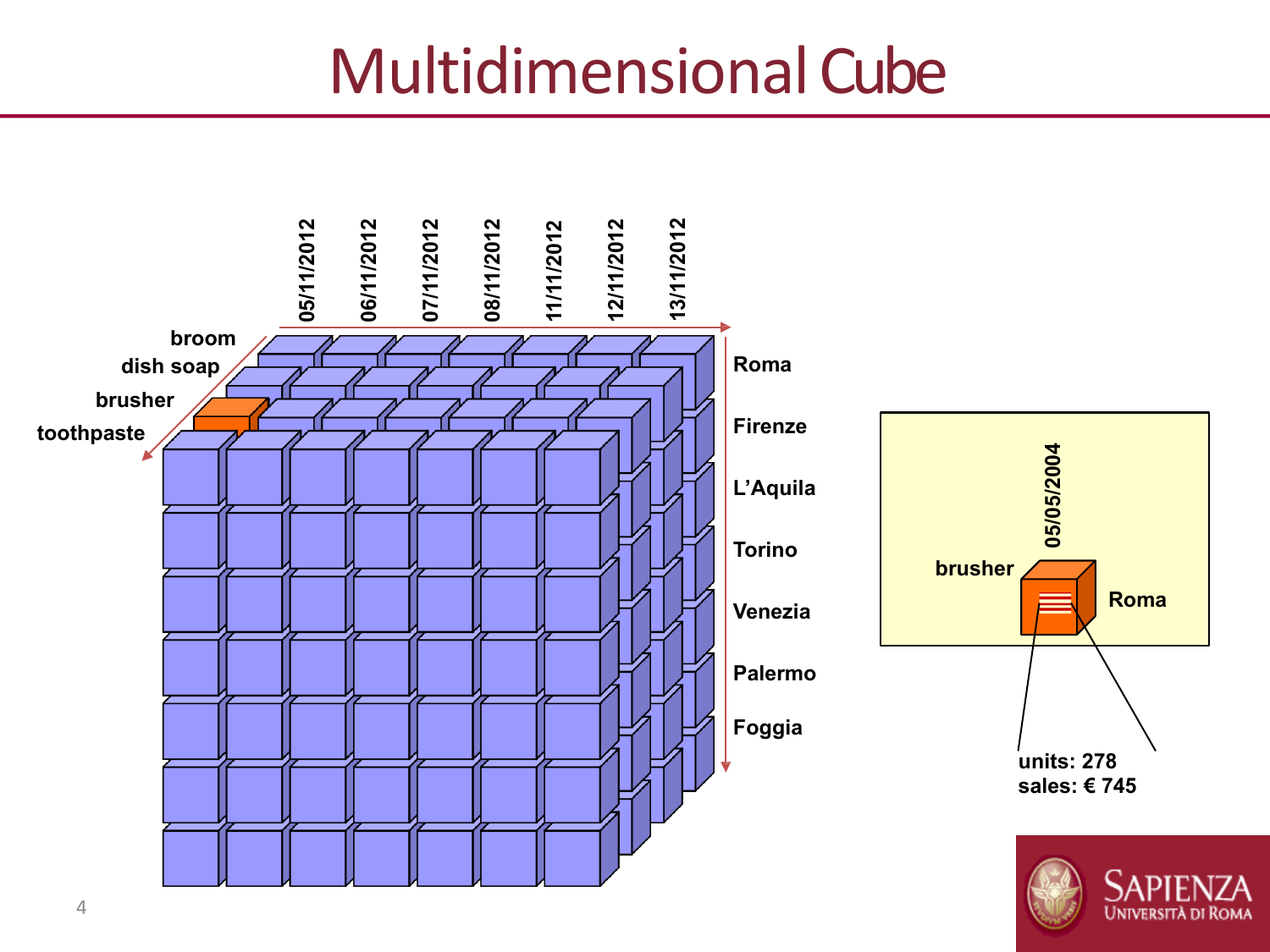# Multidimensional Cube

05/11/2012 06/11/2012 07/11/2012 08/11/2012 11/11/2012 12/11/2012 13/11/2012

broom
dish soap
brusher
toothpaste

Roma
Firenze
L'Aquila
Torino
Venezia
Palermo
Foggia

05/05/2004
brusher
Roma

units: 278
sales: € 745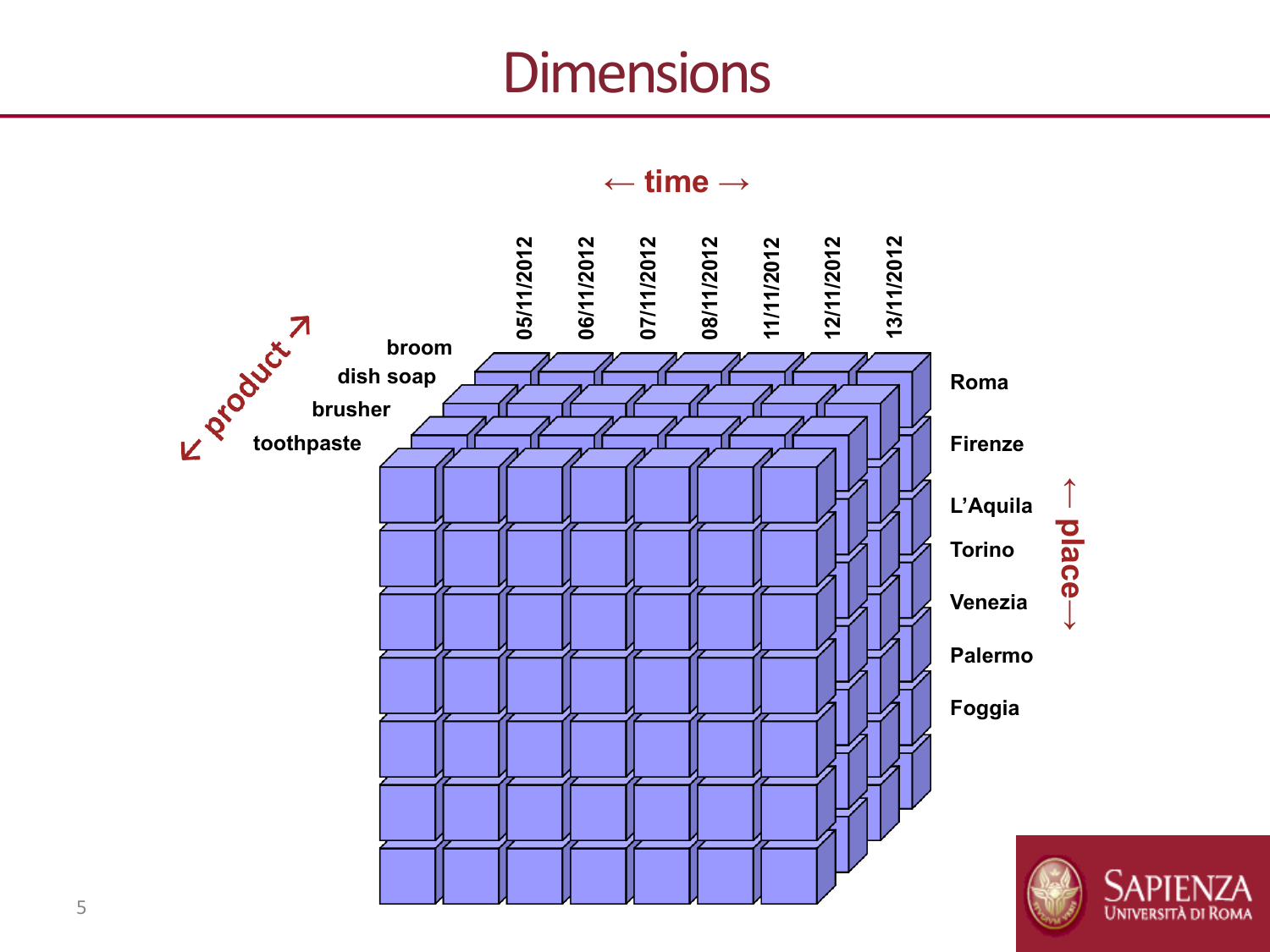# Dimensions

← time →

| 05/11/2012 | 06/11/2012 | 07/11/2012 | 08/11/2012 | 11/11/2012 | 12/11/2012 | 13/11/2012 |
|---|---|---|---|---|---|---|

↙ product ↗

- broom
- dish soap
- brusher
- toothpaste

↑ place ↓

- Roma
- Firenze
- L'Aquila
- Torino
- Venezia
- Palermo
- Foggia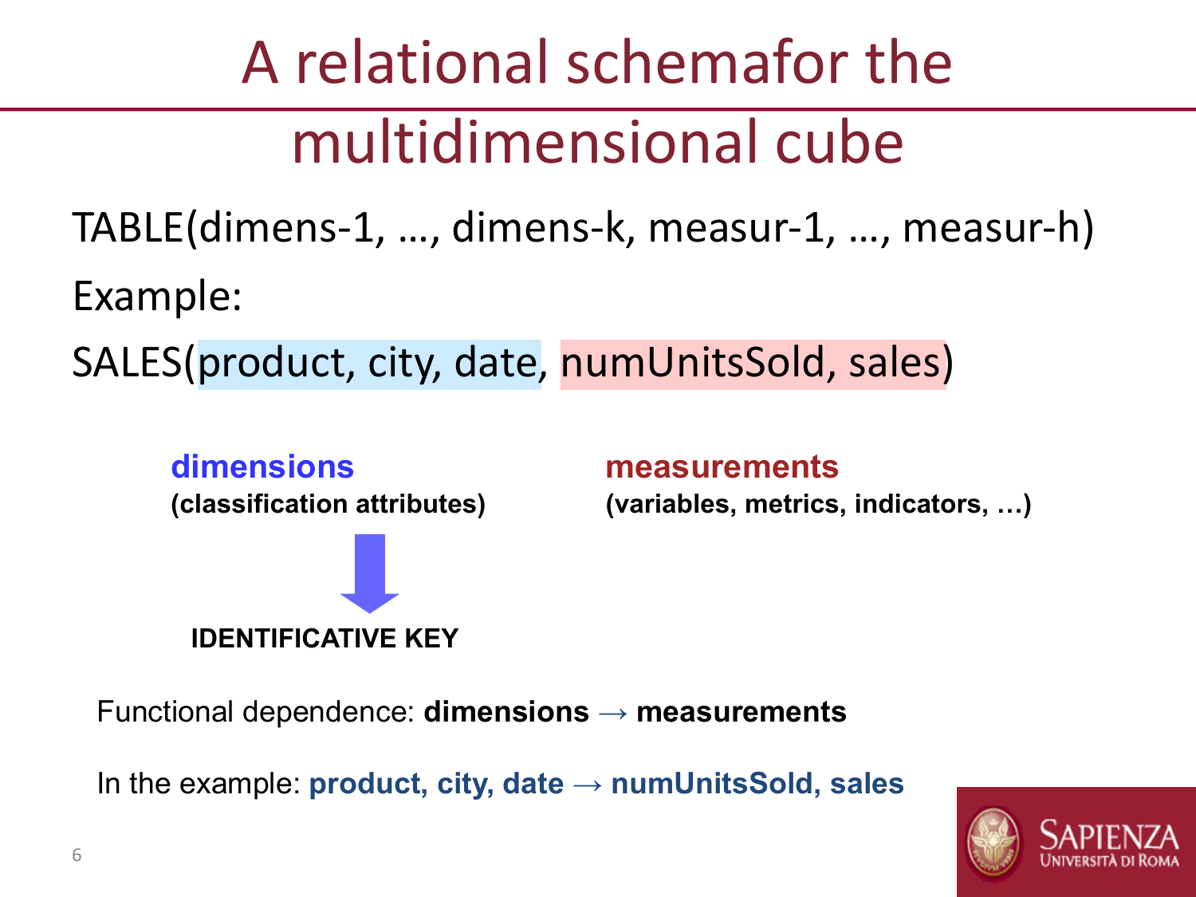# A relational schemafor the multidimensional cube

TABLE(dimens-1, …, dimens-k, measur-1, …, measur-h)

Example:

SALES(product, city, date, numUnitsSold, sales)

**dimensions**
**(classification attributes)**

↓

**IDENTIFICATIVE KEY**

**measurements**
**(variables, metrics, indicators, …)**

Functional dependence: **dimensions → measurements**

In the example: **product, city, date → numUnitsSold, sales**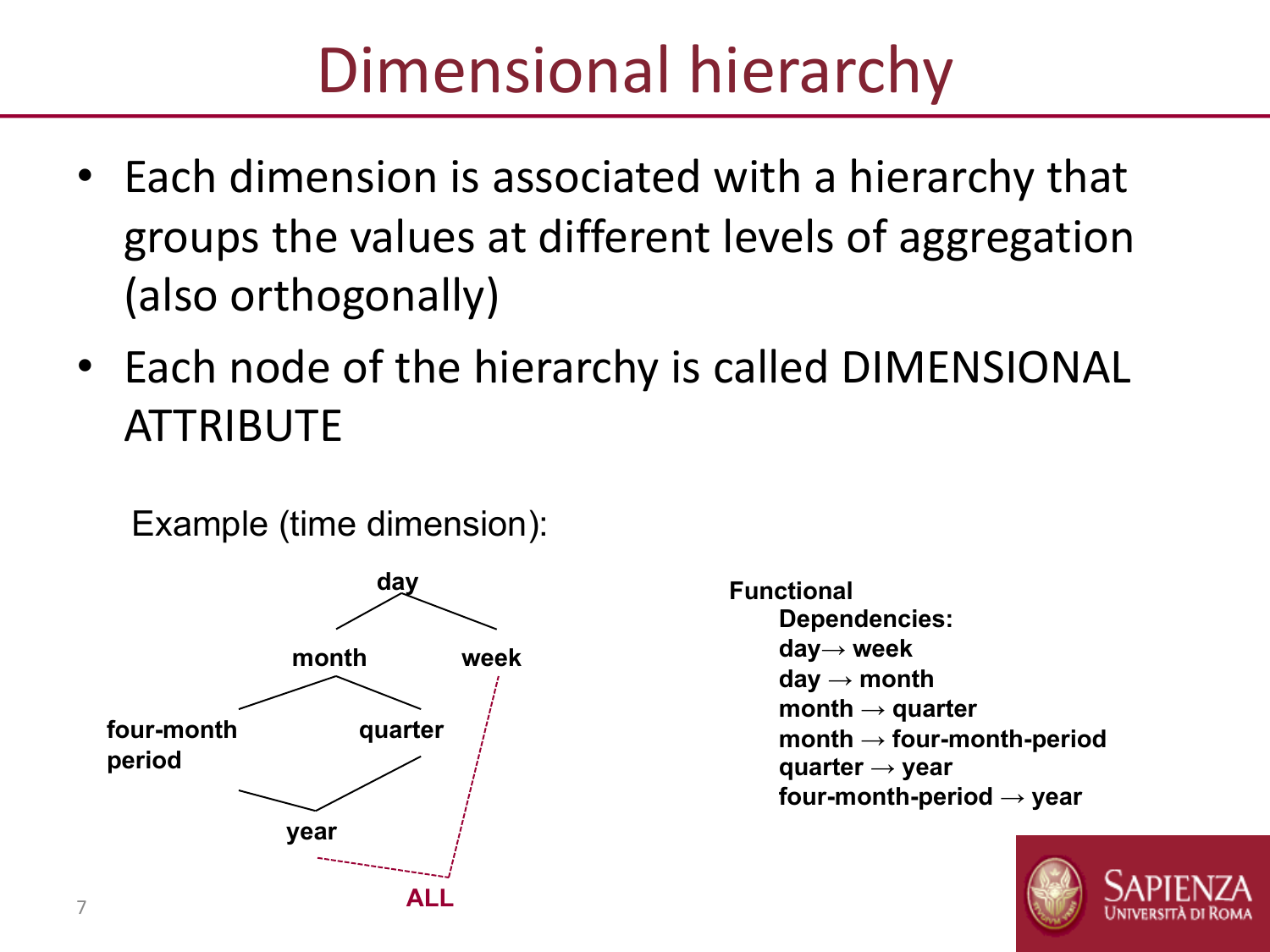# Dimensional hierarchy

- Each dimension is associated with a hierarchy that groups the values at different levels of aggregation (also orthogonally)
- Each node of the hierarchy is called DIMENSIONAL ATTRIBUTE

Example (time dimension):

**day**

**month** **week**

**four-month period** **quarter**

**year**

**ALL**

**Functional Dependencies:**

**day→ week**
**day → month**
**month → quarter**
**month → four-month-period**
**quarter → year**
**four-month-period → year**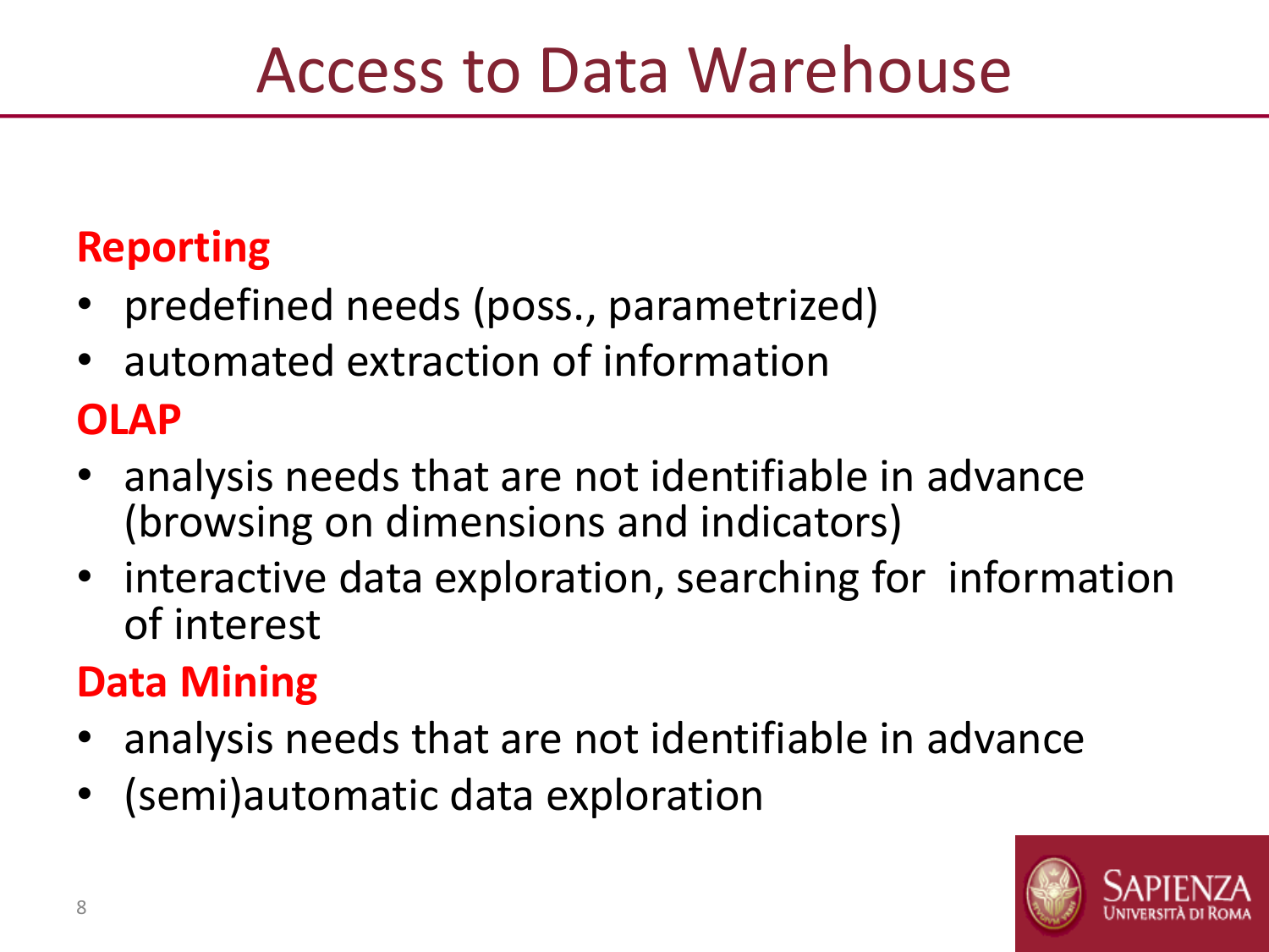# Access to Data Warehouse

**Reporting**

- predefined needs (poss., parametrized)
- automated extraction of information

**OLAP**

- analysis needs that are not identifiable in advance (browsing on dimensions and indicators)
- interactive data exploration, searching for information of interest

**Data Mining**

- analysis needs that are not identifiable in advance
- (semi)automatic data exploration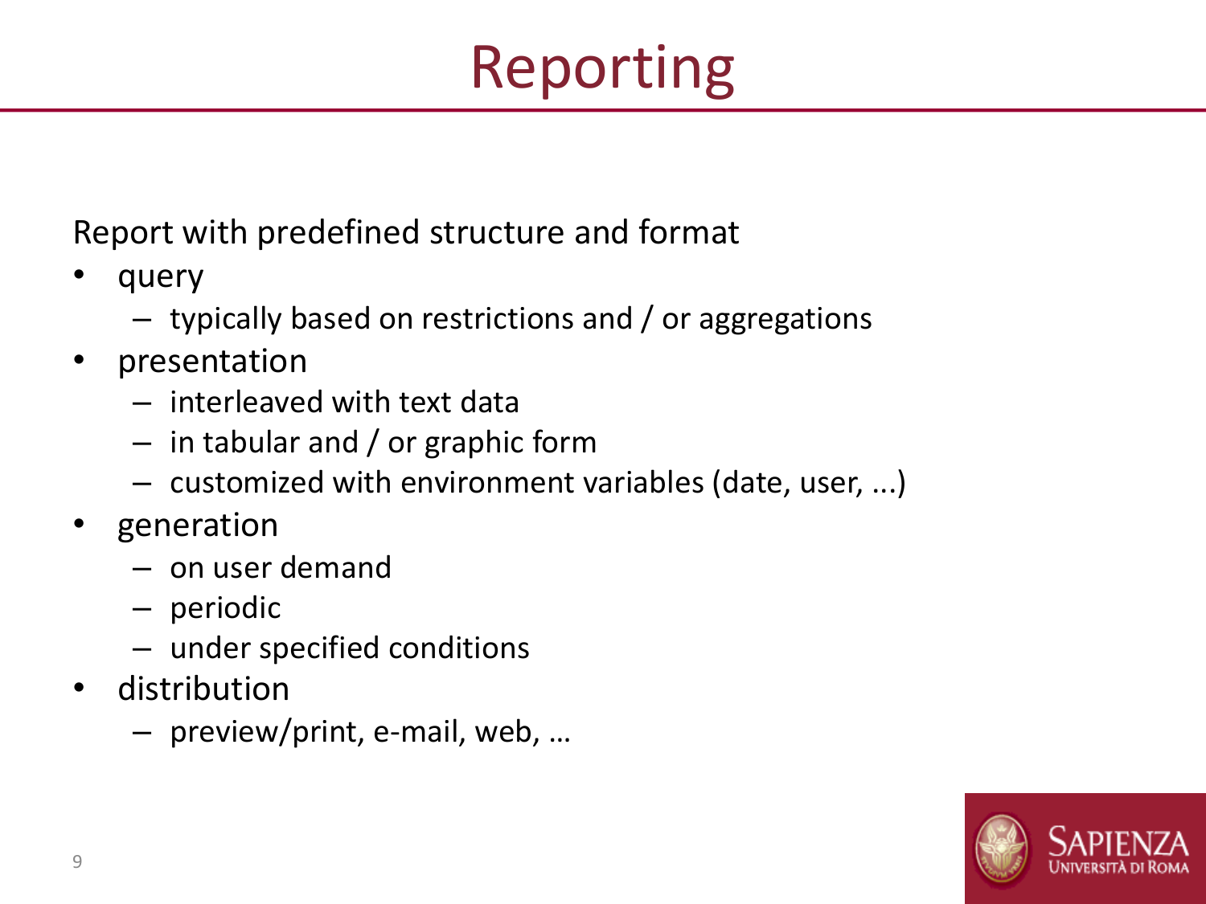# Reporting

Report with predefined structure and format

- query
  - typically based on restrictions and / or aggregations
- presentation
  - interleaved with text data
  - in tabular and / or graphic form
  - customized with environment variables (date, user, ...)
- generation
  - on user demand
  - periodic
  - under specified conditions
- distribution
  - preview/print, e-mail, web, …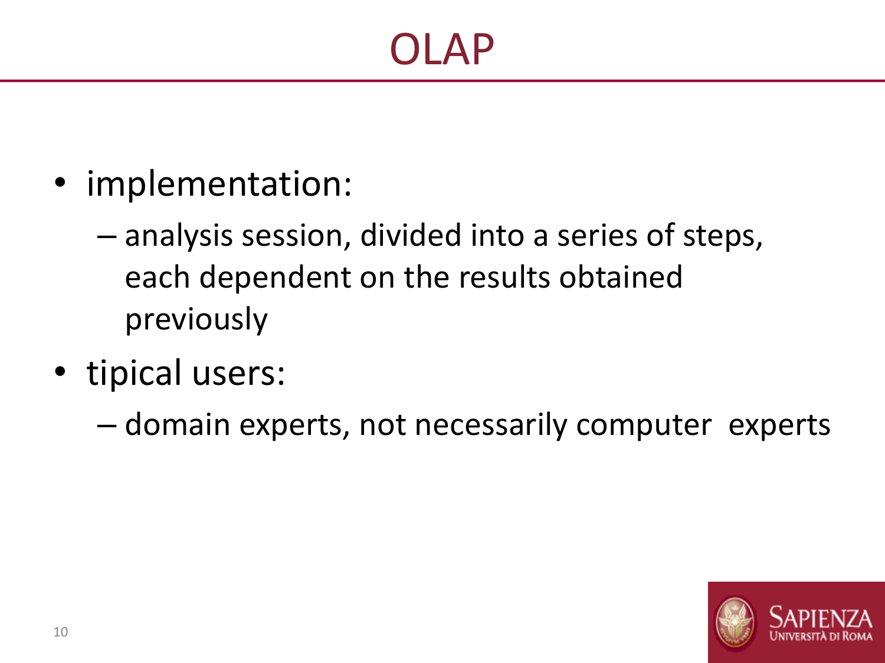# OLAP

- implementation:
  - analysis session, divided into a series of steps, each dependent on the results obtained previously
- tipical users:
  - domain experts, not necessarily computer experts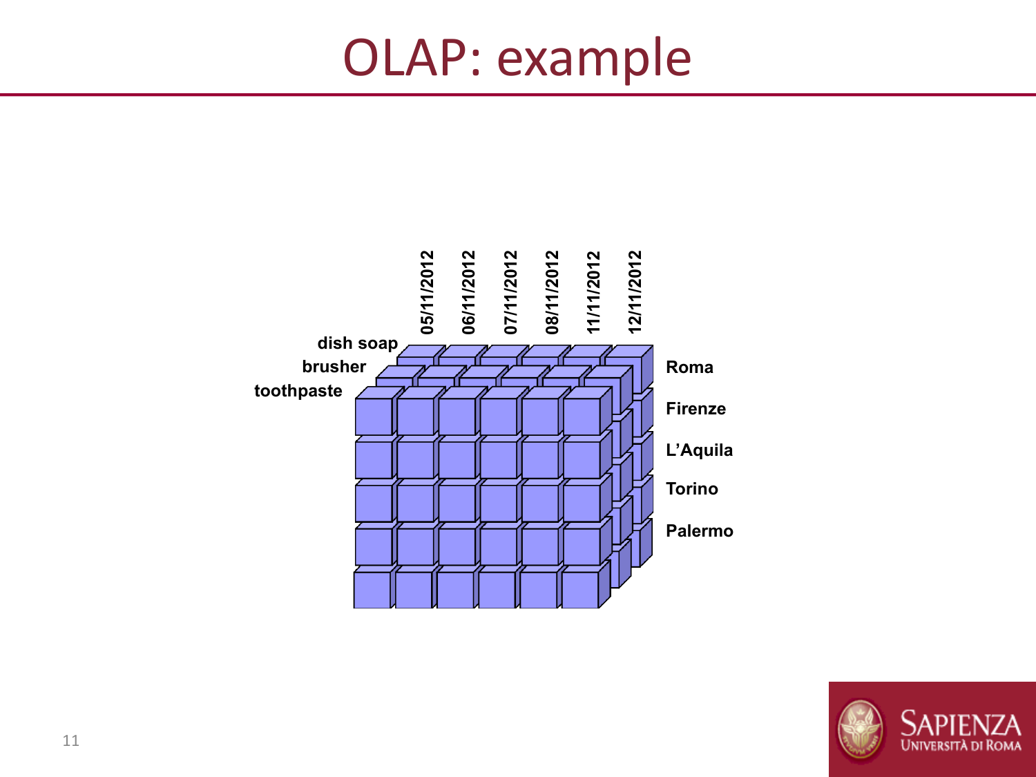# OLAP: example

05/11/2012 06/11/2012 07/11/2012 08/11/2012 11/11/2012 12/11/2012

dish soap
brusher
toothpaste

Roma
Firenze
L'Aquila
Torino
Palermo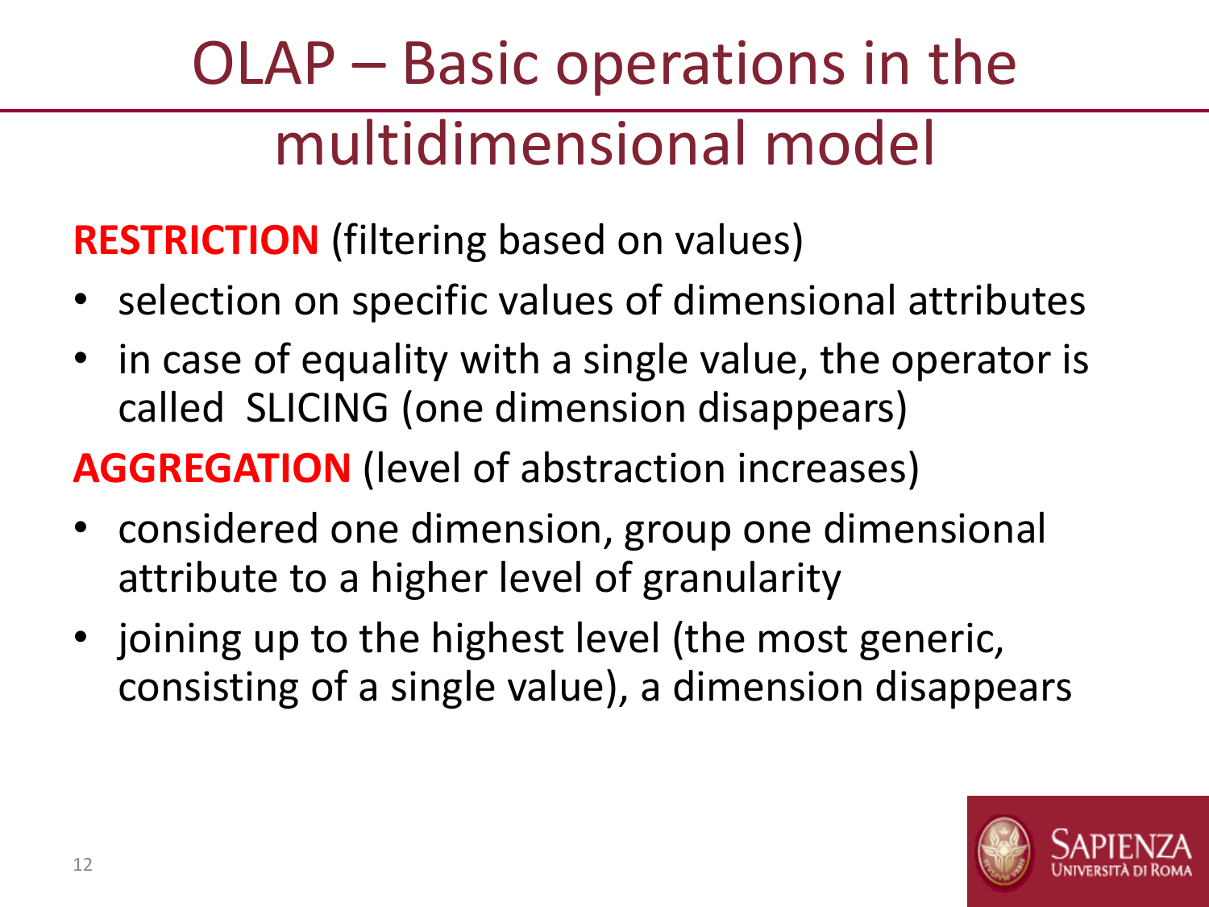# OLAP – Basic operations in the multidimensional model

**RESTRICTION** (filtering based on values)

- selection on specific values of dimensional attributes
- in case of equality with a single value, the operator is called SLICING (one dimension disappears)

**AGGREGATION** (level of abstraction increases)

- considered one dimension, group one dimensional attribute to a higher level of granularity
- joining up to the highest level (the most generic, consisting of a single value), a dimension disappears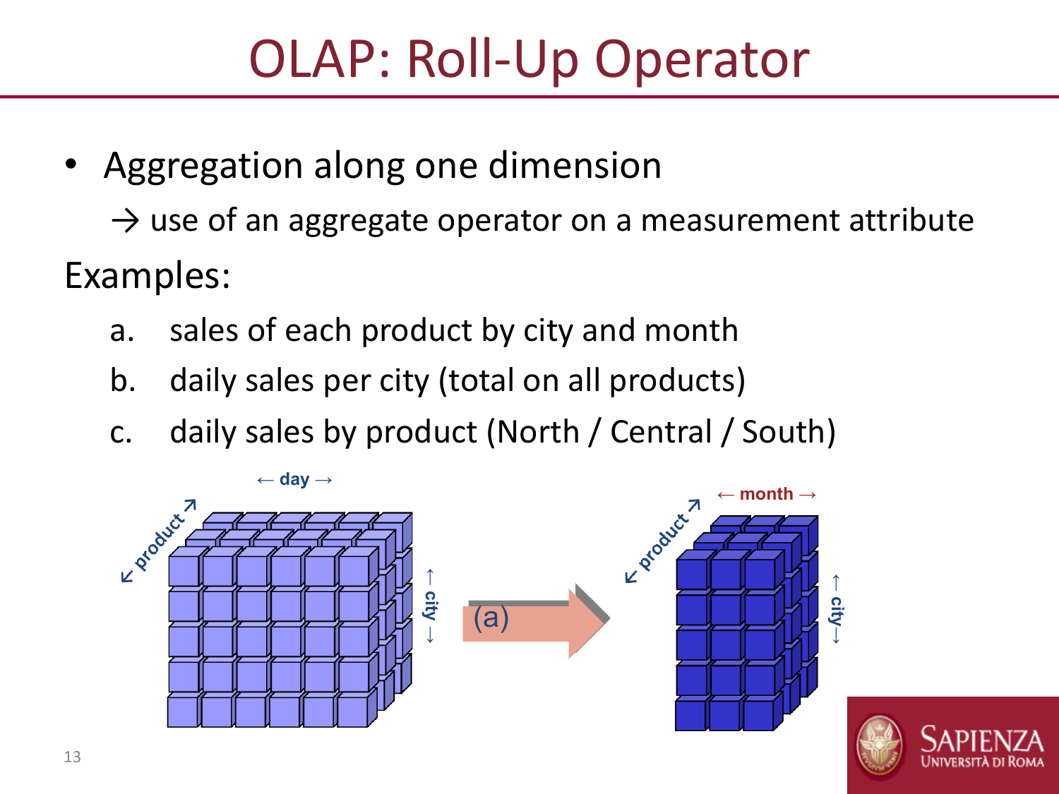# OLAP: Roll-Up Operator

- Aggregation along one dimension

  → use of an aggregate operator on a measurement attribute

Examples:

a. sales of each product by city and month
b. daily sales per city (total on all products)
c. daily sales by product (North / Central / South)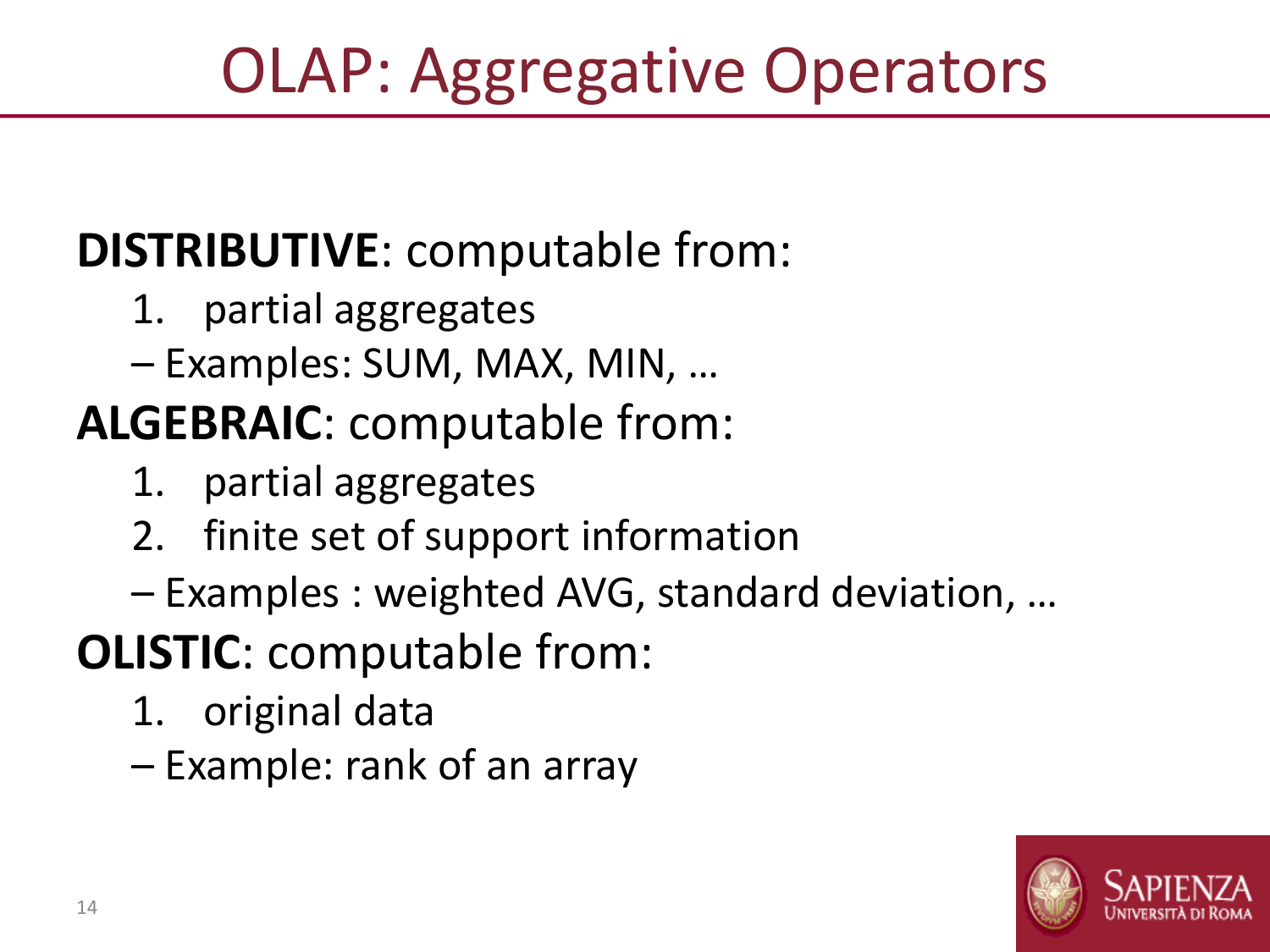# OLAP: Aggregative Operators

**DISTRIBUTIVE**: computable from:

1. partial aggregates

– Examples: SUM, MAX, MIN, …

**ALGEBRAIC**: computable from:

1. partial aggregates
2. finite set of support information

– Examples : weighted AVG, standard deviation, …

**OLISTIC**: computable from:

1. original data

– Example: rank of an array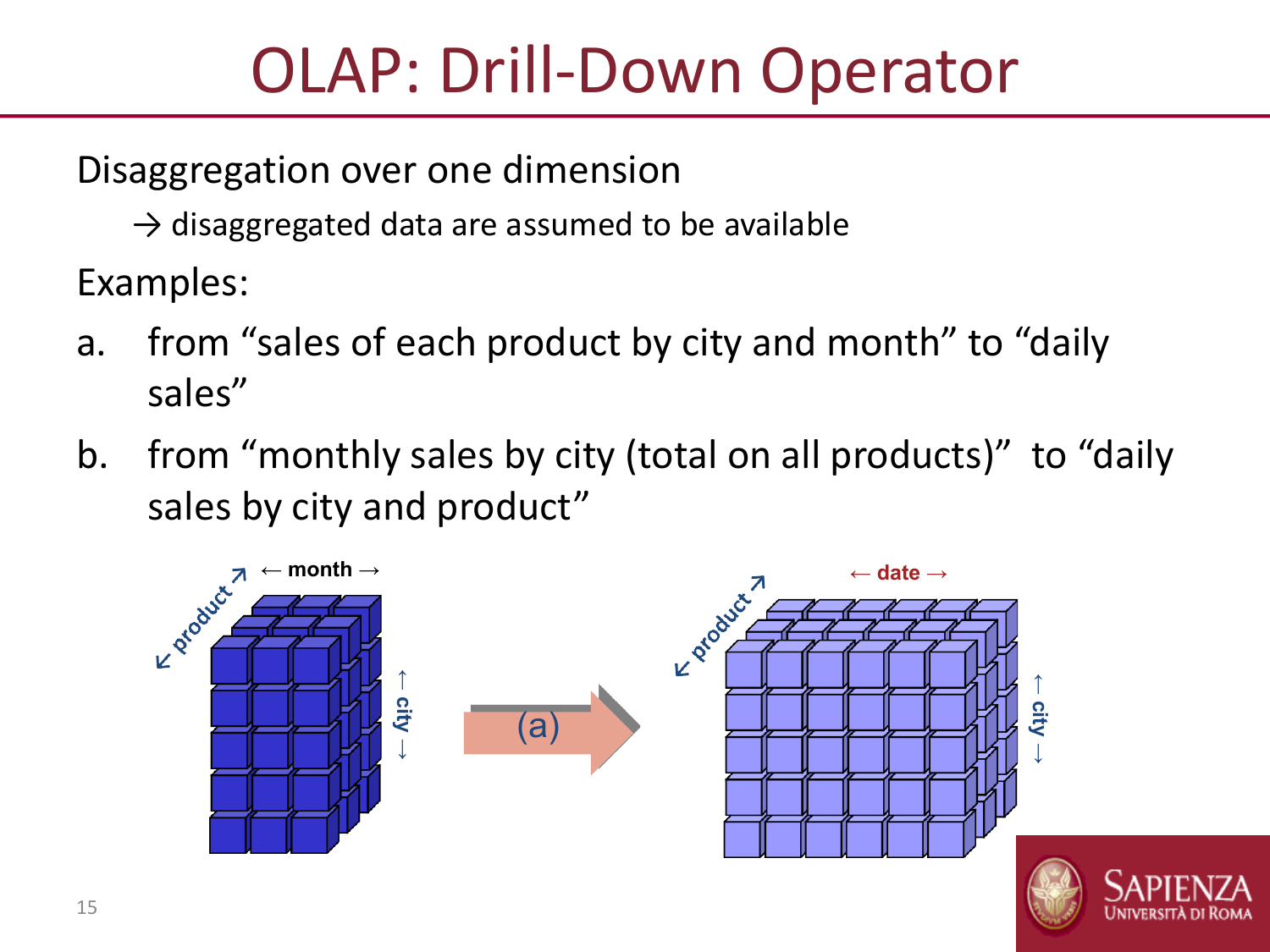# OLAP: Drill-Down Operator

Disaggregation over one dimension

→ disaggregated data are assumed to be available

Examples:

a. from "sales of each product by city and month" to "daily sales"
b. from "monthly sales by city (total on all products)" to "daily sales by city and product"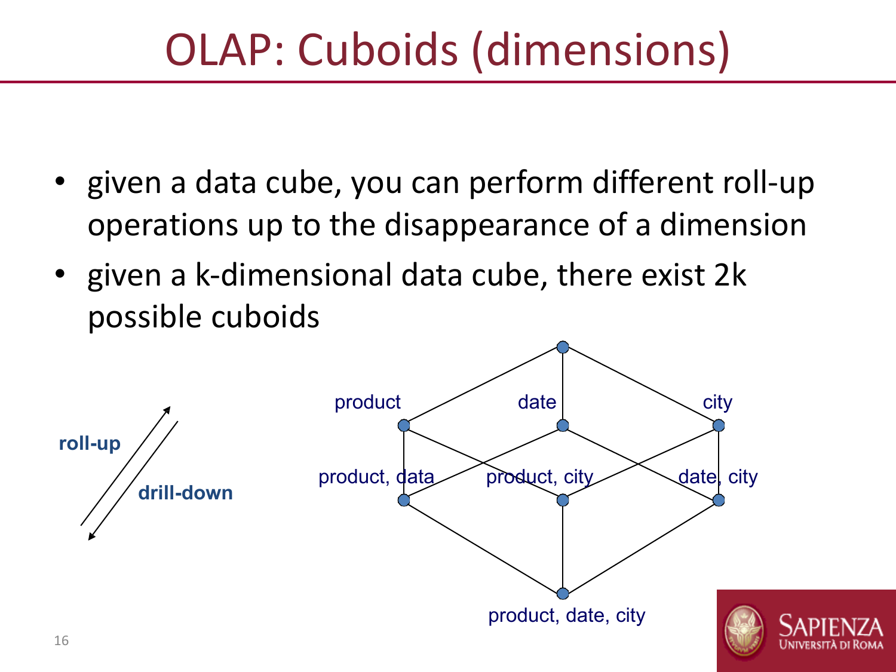# OLAP: Cuboids (dimensions)

- given a data cube, you can perform different roll-up operations up to the disappearance of a dimension
- given a k-dimensional data cube, there exist 2k possible cuboids

roll-up

drill-down

product

date

city

product, data

product, city

date, city

product, date, city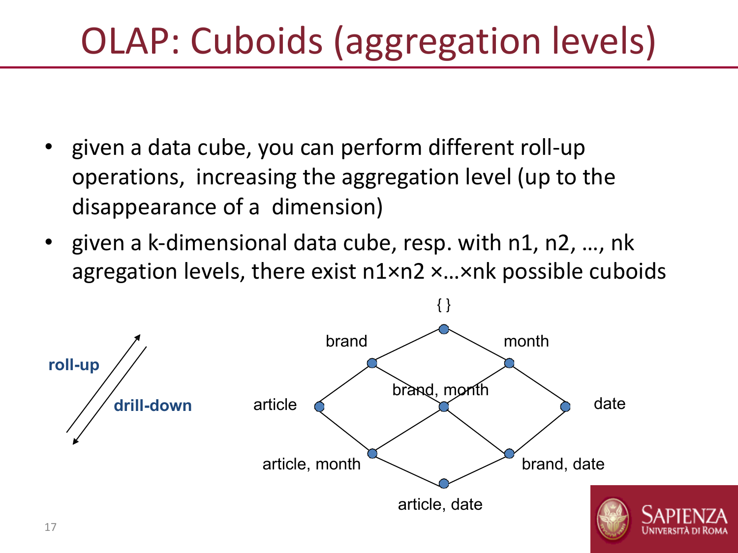# OLAP: Cuboids (aggregation levels)

- given a data cube, you can perform different roll-up operations, increasing the aggregation level (up to the disappearance of a dimension)
- given a k-dimensional data cube, resp. with n1, n2, …, nk agregation levels, there exist n1×n2 ×…×nk possible cuboids

roll-up

drill-down

{ }

brand

month

article

brand, month

date

article, month

brand, date

article, date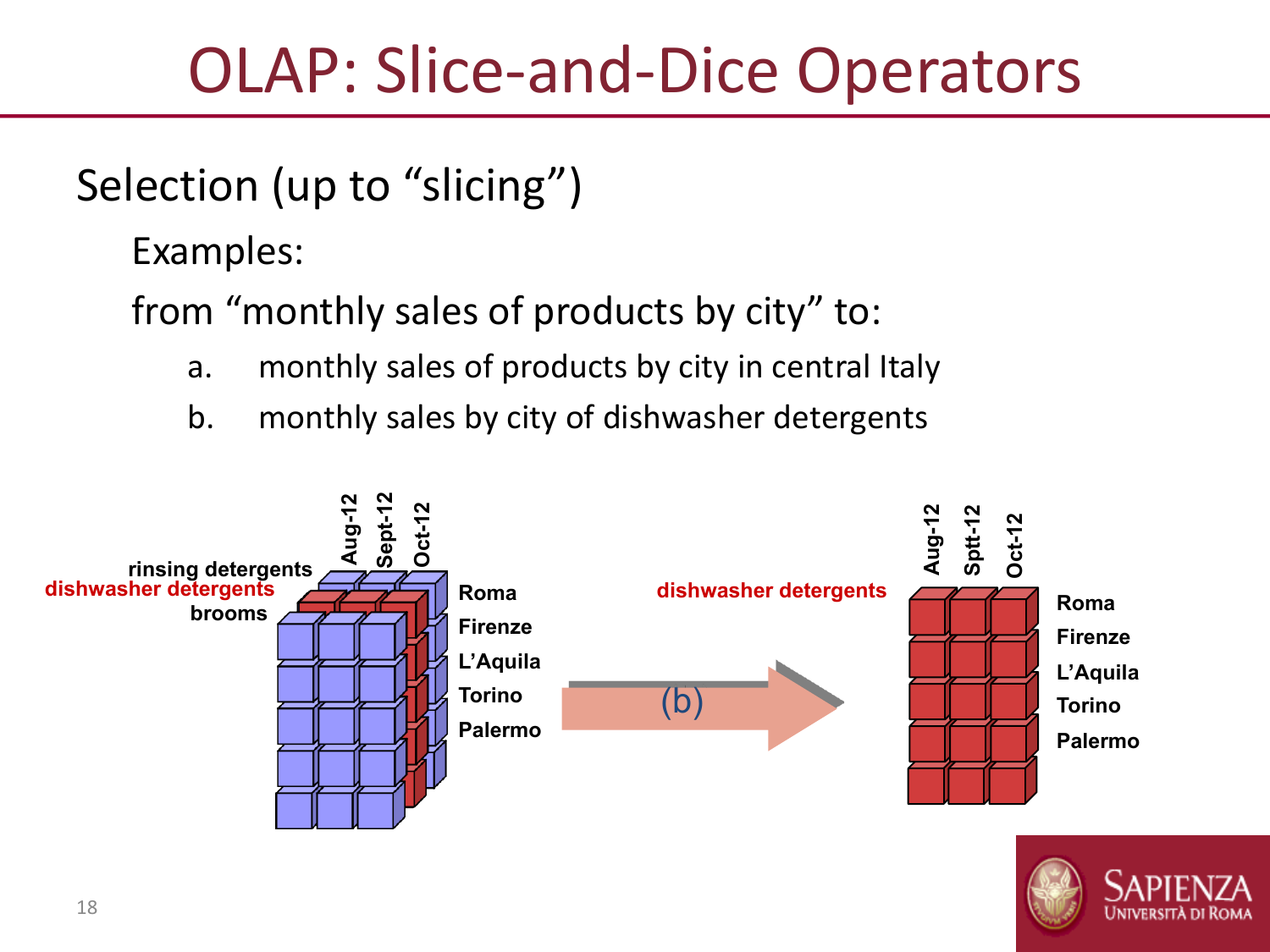# OLAP: Slice-and-Dice Operators

Selection (up to "slicing")

Examples:

from "monthly sales of products by city" to:

a. monthly sales of products by city in central Italy

b. monthly sales by city of dishwasher detergents

rinsing detergents
dishwasher detergents
brooms

Aug-12 Sept-12 Oct-12

Roma
Firenze
L'Aquila
Torino
Palermo

(b)

dishwasher detergents

Aug-12 Sptt-12 Oct-12

Roma
Firenze
L'Aquila
Torino
Palermo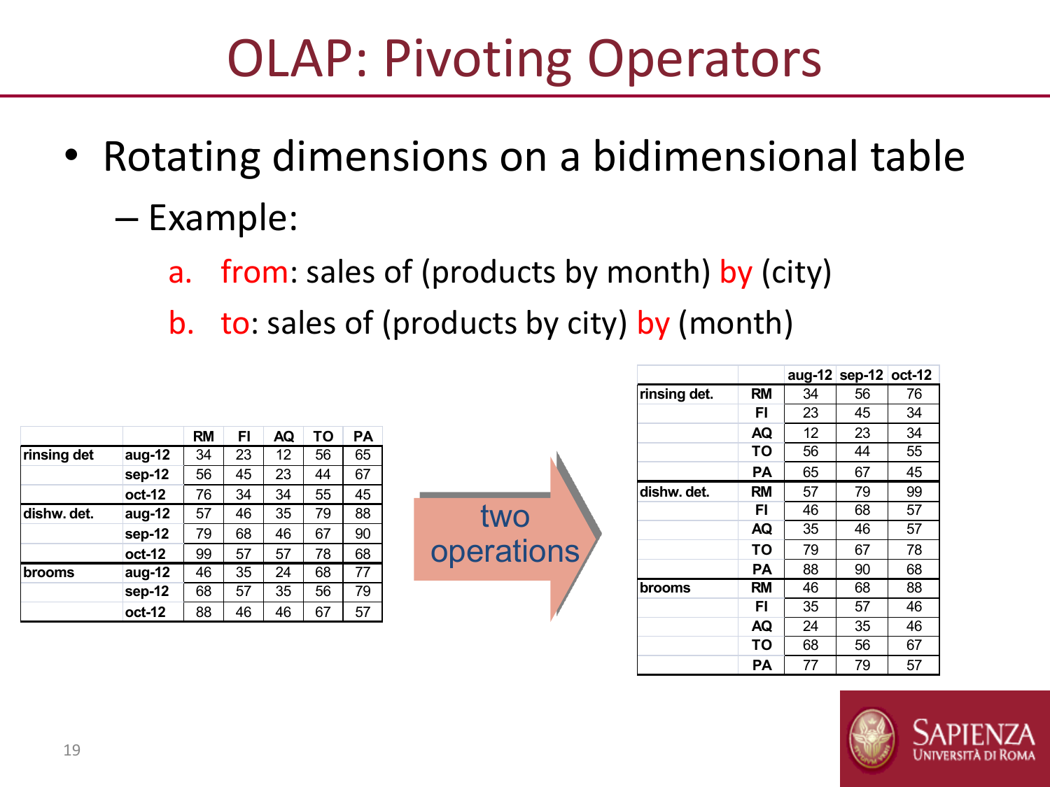# OLAP: Pivoting Operators

- Rotating dimensions on a bidimensional table
  - Example:
    a. from: sales of (products by month) by (city)
    b. to: sales of (products by city) by (month)

| | | RM | FI | AQ | TO | PA |
|---|---|---|---|---|---|---|
| rinsing det | aug-12 | 34 | 23 | 12 | 56 | 65 |
| | sep-12 | 56 | 45 | 23 | 44 | 67 |
| | oct-12 | 76 | 34 | 34 | 55 | 45 |
| dishw. det. | aug-12 | 57 | 46 | 35 | 79 | 88 |
| | sep-12 | 79 | 68 | 46 | 67 | 90 |
| | oct-12 | 99 | 57 | 57 | 78 | 68 |
| brooms | aug-12 | 46 | 35 | 24 | 68 | 77 |
| | sep-12 | 68 | 57 | 35 | 56 | 79 |
| | oct-12 | 88 | 46 | 46 | 67 | 57 |

two operations

| | | aug-12 | sep-12 | oct-12 |
|---|---|---|---|---|
| rinsing det. | RM | 34 | 56 | 76 |
| | FI | 23 | 45 | 34 |
| | AQ | 12 | 23 | 34 |
| | TO | 56 | 44 | 55 |
| | PA | 65 | 67 | 45 |
| dishw. det. | RM | 57 | 79 | 99 |
| | FI | 46 | 68 | 57 |
| | AQ | 35 | 46 | 57 |
| | TO | 79 | 67 | 78 |
| | PA | 88 | 90 | 68 |
| brooms | RM | 46 | 68 | 88 |
| | FI | 35 | 57 | 46 |
| | AQ | 24 | 35 | 46 |
| | TO | 68 | 56 | 67 |
| | PA | 77 | 79 | 57 |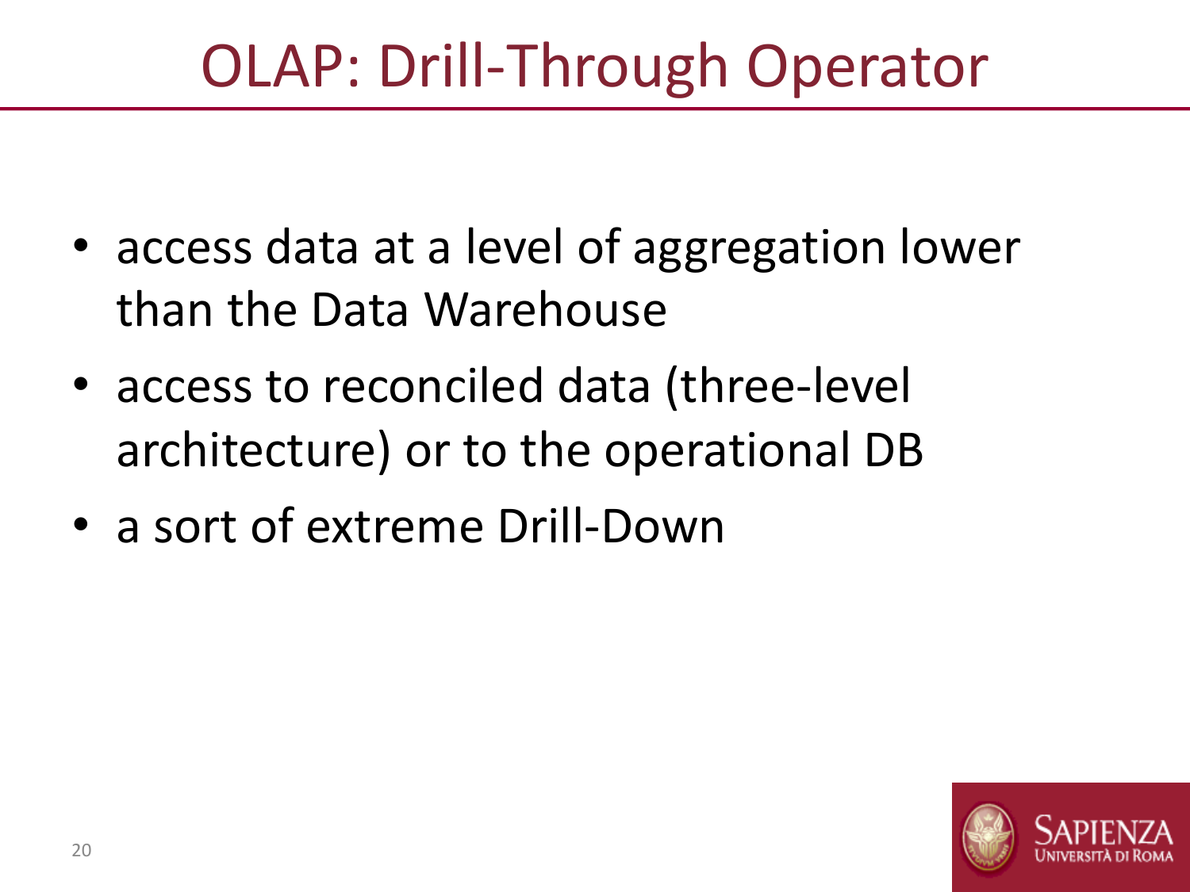# OLAP: Drill-Through Operator

- access data at a level of aggregation lower than the Data Warehouse
- access to reconciled data (three-level architecture) or to the operational DB
- a sort of extreme Drill-Down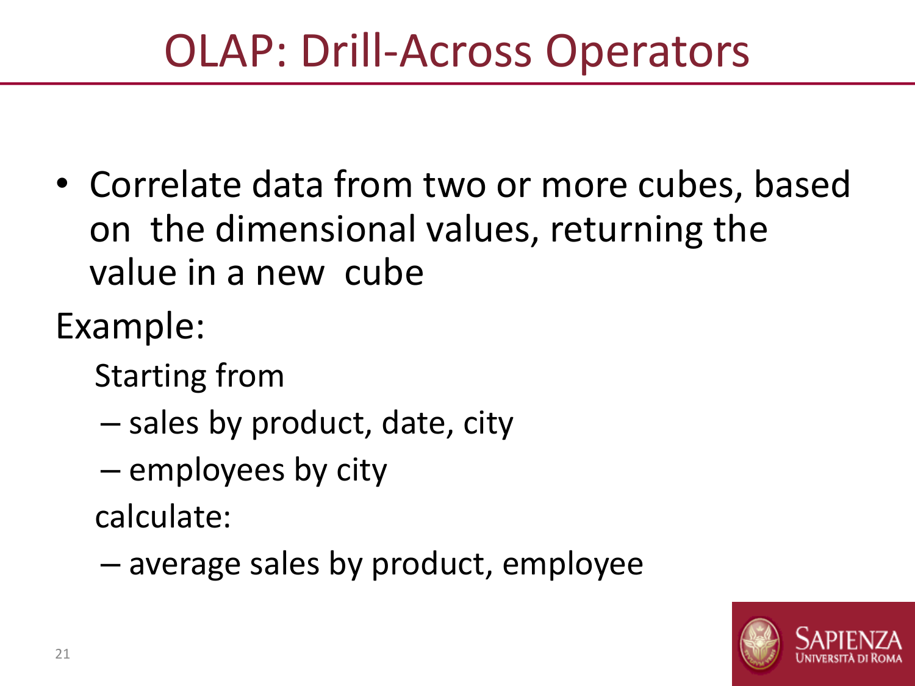# OLAP: Drill-Across Operators

- Correlate data from two or more cubes, based on the dimensional values, returning the value in a new cube

Example:

Starting from

- sales by product, date, city
- employees by city

calculate:

- average sales by product, employee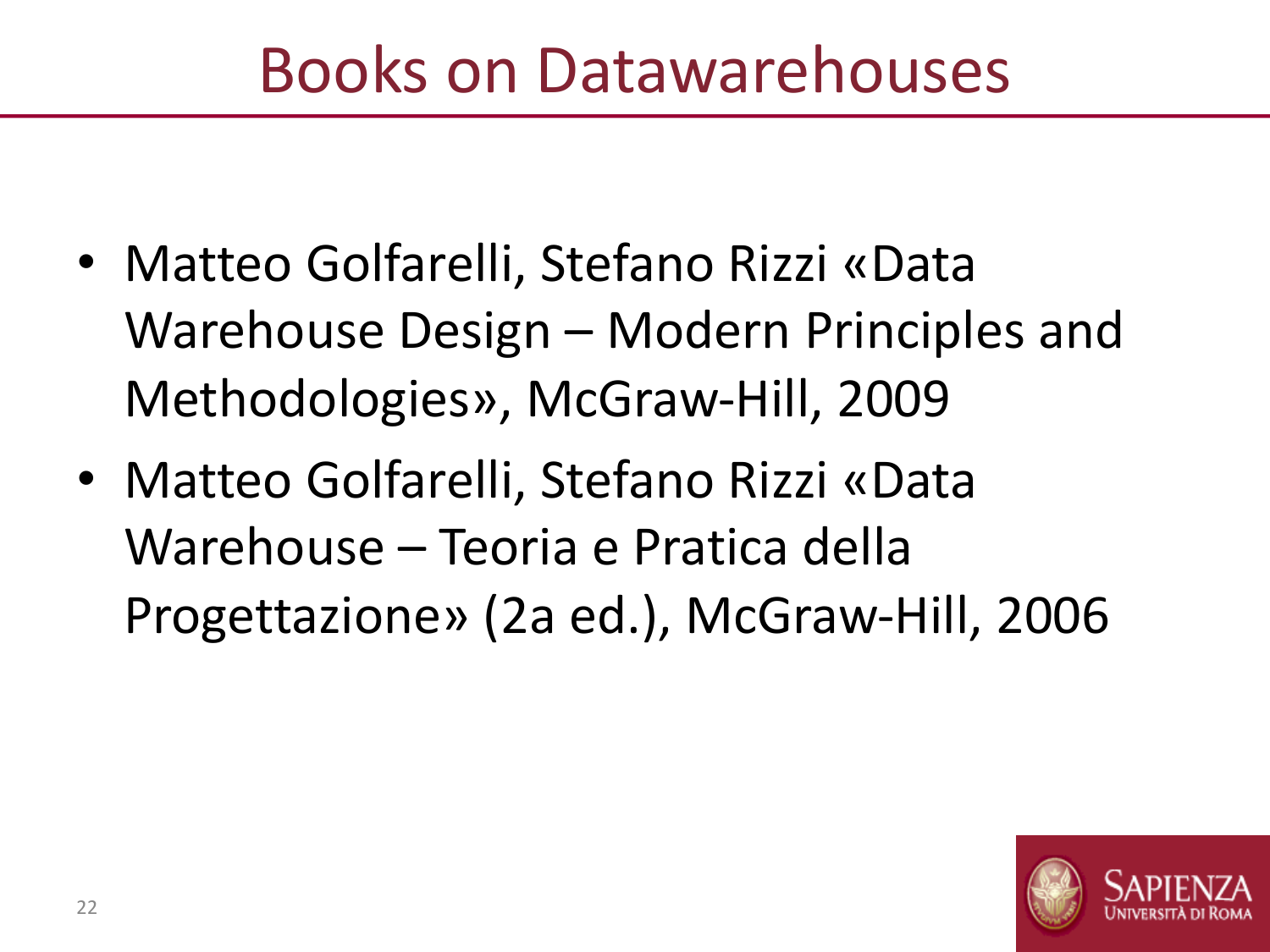# Books on Datawarehouses

- Matteo Golfarelli, Stefano Rizzi «Data Warehouse Design – Modern Principles and Methodologies», McGraw-Hill, 2009
- Matteo Golfarelli, Stefano Rizzi «Data Warehouse – Teoria e Pratica della Progettazione» (2a ed.), McGraw-Hill, 2006